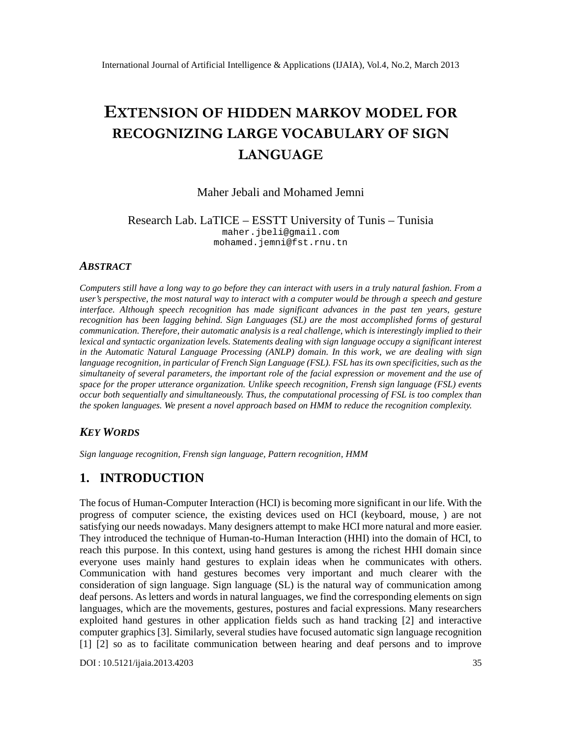# EXTENSION OF HIDDEN MARKOV MODEL FOR RECOGNIZING LARGE VOCABULARY OF SIGN LANGUAGE

Maher Jebali and Mohamed Jemni

Research Lab. LaTICE – ESSTT University of Tunis – Tunisia
maher.jbeli@gmail.com
mohamed.jemni@fst.rnu.tn

### *ABSTRACT*

*Computers still have a long way to go before they can interact with users in a truly natural fashion. From a user's perspective, the most natural way to interact with a computer would be through a speech and gesture interface. Although speech recognition has made significant advances in the past ten years, gesture recognition has been lagging behind. Sign Languages (SL) are the most accomplished forms of gestural communication. Therefore, their automatic analysis is a real challenge, which is interestingly implied to their lexical and syntactic organization levels. Statements dealing with sign language occupy a significant interest in the Automatic Natural Language Processing (ANLP) domain. In this work, we are dealing with sign language recognition, in particular of French Sign Language (FSL). FSL has its own specificities, such as the simultaneity of several parameters, the important role of the facial expression or movement and the use of space for the proper utterance organization. Unlike speech recognition, Frensh sign language (FSL) events occur both sequentially and simultaneously. Thus, the computational processing of FSL is too complex than the spoken languages. We present a novel approach based on HMM to reduce the recognition complexity.*

### *KEY WORDS*

*Sign language recognition, Frensh sign language, Pattern recognition, HMM*

## 1. INTRODUCTION

The focus of Human-Computer Interaction (HCI) is becoming more significant in our life. With the progress of computer science, the existing devices used on HCI (keyboard, mouse, ) are not satisfying our needs nowadays. Many designers attempt to make HCI more natural and more easier. They introduced the technique of Human-to-Human Interaction (HHI) into the domain of HCI, to reach this purpose. In this context, using hand gestures is among the richest HHI domain since everyone uses mainly hand gestures to explain ideas when he communicates with others. Communication with hand gestures becomes very important and much clearer with the consideration of sign language. Sign language (SL) is the natural way of communication among deaf persons. As letters and words in natural languages, we find the corresponding elements on sign languages, which are the movements, gestures, postures and facial expressions. Many researchers exploited hand gestures in other application fields such as hand tracking [2] and interactive computer graphics [3]. Similarly, several studies have focused automatic sign language recognition [1] [2] so as to facilitate communication between hearing and deaf persons and to improve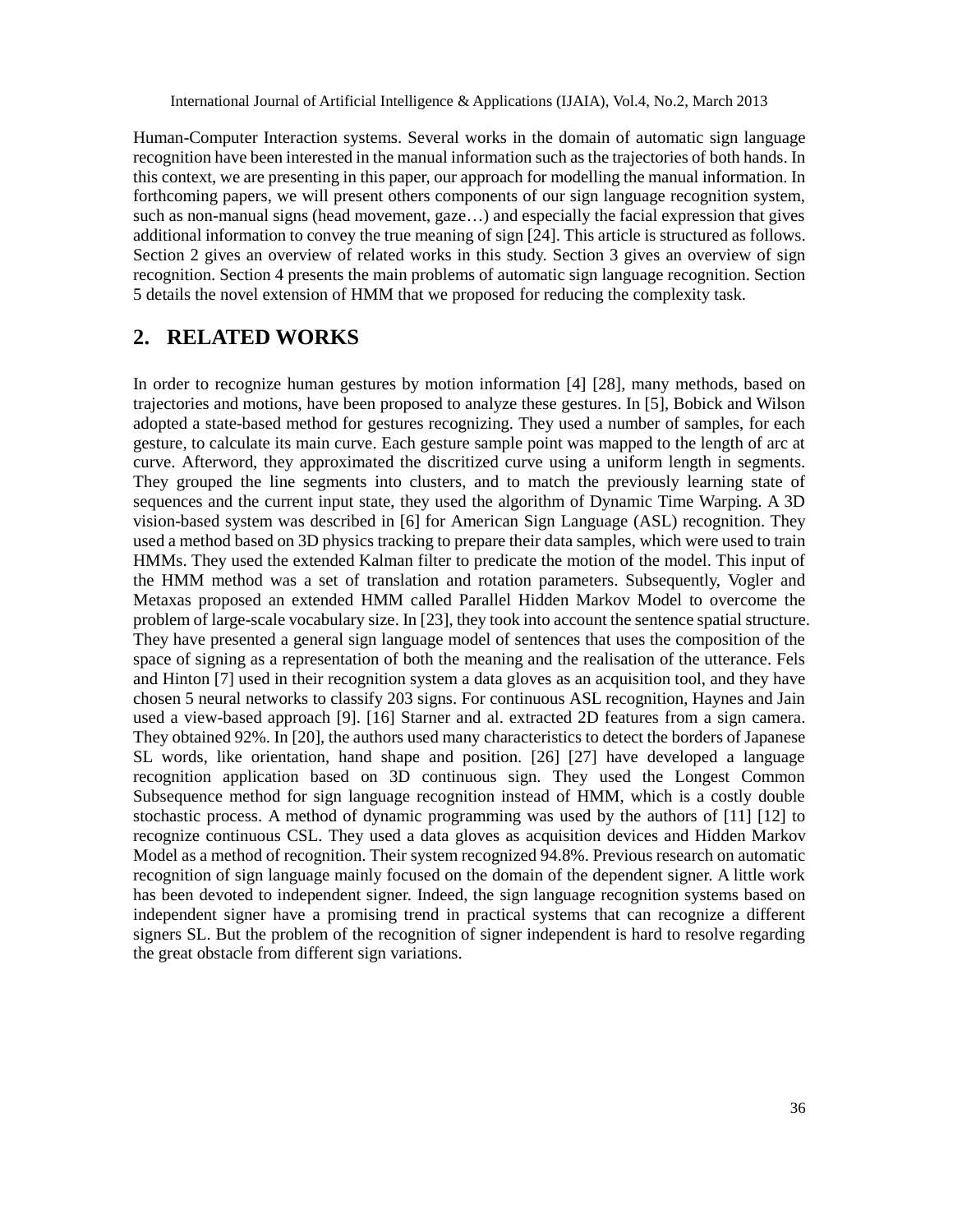Human-Computer Interaction systems. Several works in the domain of automatic sign language recognition have been interested in the manual information such as the trajectories of both hands. In this context, we are presenting in this paper, our approach for modelling the manual information. In forthcoming papers, we will present others components of our sign language recognition system, such as non-manual signs (head movement, gaze…) and especially the facial expression that gives additional information to convey the true meaning of sign [24]. This article is structured as follows. Section 2 gives an overview of related works in this study. Section 3 gives an overview of sign recognition. Section 4 presents the main problems of automatic sign language recognition. Section 5 details the novel extension of HMM that we proposed for reducing the complexity task.

## 2. RELATED WORKS

In order to recognize human gestures by motion information [4] [28], many methods, based on trajectories and motions, have been proposed to analyze these gestures. In [5], Bobick and Wilson adopted a state-based method for gestures recognizing. They used a number of samples, for each gesture, to calculate its main curve. Each gesture sample point was mapped to the length of arc at curve. Afterword, they approximated the discritized curve using a uniform length in segments. They grouped the line segments into clusters, and to match the previously learning state of sequences and the current input state, they used the algorithm of Dynamic Time Warping. A 3D vision-based system was described in [6] for American Sign Language (ASL) recognition. They used a method based on 3D physics tracking to prepare their data samples, which were used to train HMMs. They used the extended Kalman filter to predicate the motion of the model. This input of the HMM method was a set of translation and rotation parameters. Subsequently, Vogler and Metaxas proposed an extended HMM called Parallel Hidden Markov Model to overcome the problem of large-scale vocabulary size. In [23], they took into account the sentence spatial structure. They have presented a general sign language model of sentences that uses the composition of the space of signing as a representation of both the meaning and the realisation of the utterance. Fels and Hinton [7] used in their recognition system a data gloves as an acquisition tool, and they have chosen 5 neural networks to classify 203 signs. For continuous ASL recognition, Haynes and Jain used a view-based approach [9]. [16] Starner and al. extracted 2D features from a sign camera. They obtained 92%. In [20], the authors used many characteristics to detect the borders of Japanese SL words, like orientation, hand shape and position. [26] [27] have developed a language recognition application based on 3D continuous sign. They used the Longest Common Subsequence method for sign language recognition instead of HMM, which is a costly double stochastic process. A method of dynamic programming was used by the authors of [11] [12] to recognize continuous CSL. They used a data gloves as acquisition devices and Hidden Markov Model as a method of recognition. Their system recognized 94.8%. Previous research on automatic recognition of sign language mainly focused on the domain of the dependent signer. A little work has been devoted to independent signer. Indeed, the sign language recognition systems based on independent signer have a promising trend in practical systems that can recognize a different signers SL. But the problem of the recognition of signer independent is hard to resolve regarding the great obstacle from different sign variations.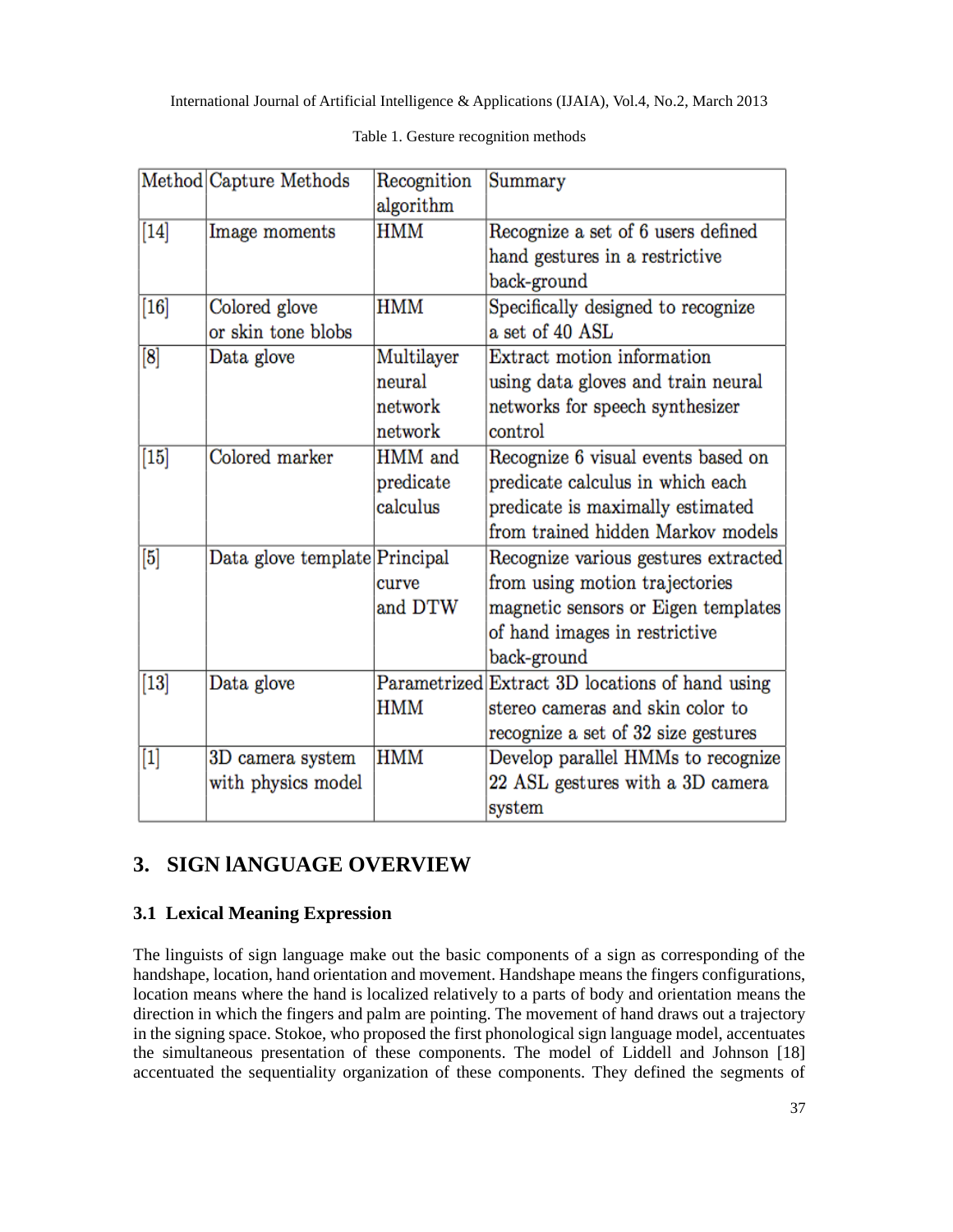Table 1. Gesture recognition methods

| Method | Capture Methods | Recognition algorithm | Summary |
|---|---|---|---|
| [14] | Image moments | HMM | Recognize a set of 6 users defined hand gestures in a restrictive back-ground |
| [16] | Colored glove or skin tone blobs | HMM | Specifically designed to recognize a set of 40 ASL |
| [8] | Data glove | Multilayer neural network network | Extract motion information using data gloves and train neural networks for speech synthesizer control |
| [15] | Colored marker | HMM and predicate calculus | Recognize 6 visual events based on predicate calculus in which each predicate is maximally estimated from trained hidden Markov models |
| [5] | Data glove template | Principal curve and DTW | Recognize various gestures extracted from using motion trajectories magnetic sensors or Eigen templates of hand images in restrictive back-ground |
| [13] | Data glove | Parametrized HMM | Extract 3D locations of hand using stereo cameras and skin color to recognize a set of 32 size gestures |
| [1] | 3D camera system with physics model | HMM | Develop parallel HMMs to recognize 22 ASL gestures with a 3D camera system |

## 3. SIGN lANGUAGE OVERVIEW

### 3.1 Lexical Meaning Expression

The linguists of sign language make out the basic components of a sign as corresponding of the handshape, location, hand orientation and movement. Handshape means the fingers configurations, location means where the hand is localized relatively to a parts of body and orientation means the direction in which the fingers and palm are pointing. The movement of hand draws out a trajectory in the signing space. Stokoe, who proposed the first phonological sign language model, accentuates the simultaneous presentation of these components. The model of Liddell and Johnson [18] accentuated the sequentiality organization of these components. They defined the segments of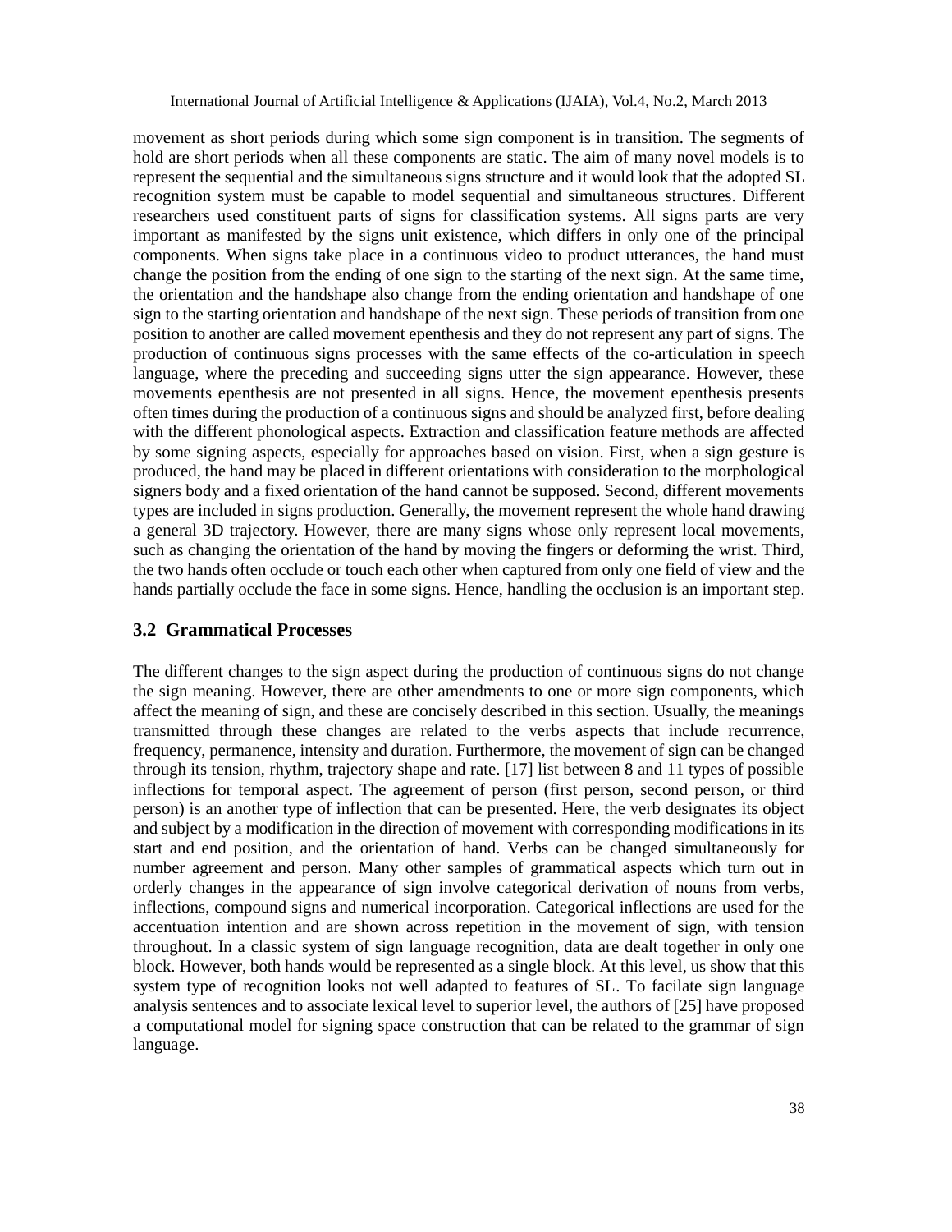movement as short periods during which some sign component is in transition. The segments of hold are short periods when all these components are static. The aim of many novel models is to represent the sequential and the simultaneous signs structure and it would look that the adopted SL recognition system must be capable to model sequential and simultaneous structures. Different researchers used constituent parts of signs for classification systems. All signs parts are very important as manifested by the signs unit existence, which differs in only one of the principal components. When signs take place in a continuous video to product utterances, the hand must change the position from the ending of one sign to the starting of the next sign. At the same time, the orientation and the handshape also change from the ending orientation and handshape of one sign to the starting orientation and handshape of the next sign. These periods of transition from one position to another are called movement epenthesis and they do not represent any part of signs. The production of continuous signs processes with the same effects of the co-articulation in speech language, where the preceding and succeeding signs utter the sign appearance. However, these movements epenthesis are not presented in all signs. Hence, the movement epenthesis presents often times during the production of a continuous signs and should be analyzed first, before dealing with the different phonological aspects. Extraction and classification feature methods are affected by some signing aspects, especially for approaches based on vision. First, when a sign gesture is produced, the hand may be placed in different orientations with consideration to the morphological signers body and a fixed orientation of the hand cannot be supposed. Second, different movements types are included in signs production. Generally, the movement represent the whole hand drawing a general 3D trajectory. However, there are many signs whose only represent local movements, such as changing the orientation of the hand by moving the fingers or deforming the wrist. Third, the two hands often occlude or touch each other when captured from only one field of view and the hands partially occlude the face in some signs. Hence, handling the occlusion is an important step.

### 3.2 Grammatical Processes

The different changes to the sign aspect during the production of continuous signs do not change the sign meaning. However, there are other amendments to one or more sign components, which affect the meaning of sign, and these are concisely described in this section. Usually, the meanings transmitted through these changes are related to the verbs aspects that include recurrence, frequency, permanence, intensity and duration. Furthermore, the movement of sign can be changed through its tension, rhythm, trajectory shape and rate. [17] list between 8 and 11 types of possible inflections for temporal aspect. The agreement of person (first person, second person, or third person) is an another type of inflection that can be presented. Here, the verb designates its object and subject by a modification in the direction of movement with corresponding modifications in its start and end position, and the orientation of hand. Verbs can be changed simultaneously for number agreement and person. Many other samples of grammatical aspects which turn out in orderly changes in the appearance of sign involve categorical derivation of nouns from verbs, inflections, compound signs and numerical incorporation. Categorical inflections are used for the accentuation intention and are shown across repetition in the movement of sign, with tension throughout. In a classic system of sign language recognition, data are dealt together in only one block. However, both hands would be represented as a single block. At this level, us show that this system type of recognition looks not well adapted to features of SL. To facilate sign language analysis sentences and to associate lexical level to superior level, the authors of [25] have proposed a computational model for signing space construction that can be related to the grammar of sign language.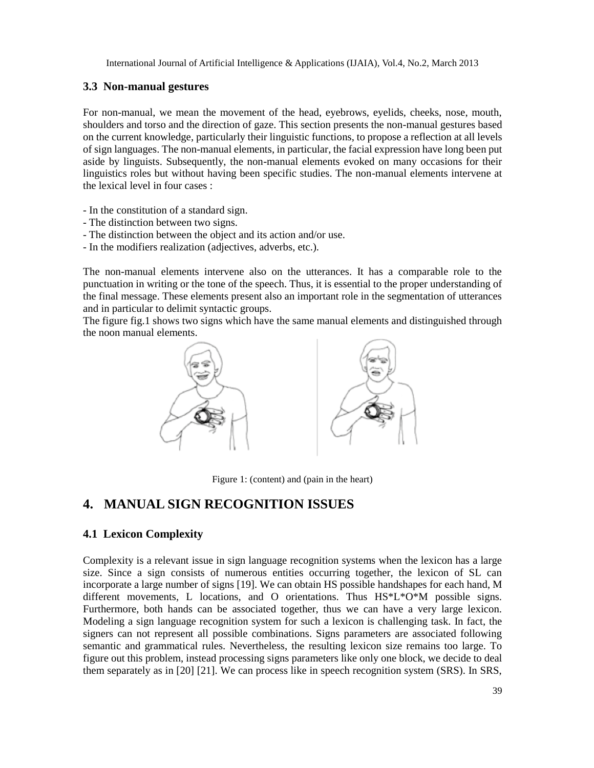### 3.3 Non-manual gestures

For non-manual, we mean the movement of the head, eyebrows, eyelids, cheeks, nose, mouth, shoulders and torso and the direction of gaze. This section presents the non-manual gestures based on the current knowledge, particularly their linguistic functions, to propose a reflection at all levels of sign languages. The non-manual elements, in particular, the facial expression have long been put aside by linguists. Subsequently, the non-manual elements evoked on many occasions for their linguistics roles but without having been specific studies. The non-manual elements intervene at the lexical level in four cases :

- In the constitution of a standard sign.
- The distinction between two signs.
- The distinction between the object and its action and/or use.
- In the modifiers realization (adjectives, adverbs, etc.).

The non-manual elements intervene also on the utterances. It has a comparable role to the punctuation in writing or the tone of the speech. Thus, it is essential to the proper understanding of the final message. These elements present also an important role in the segmentation of utterances and in particular to delimit syntactic groups.

The figure fig.1 shows two signs which have the same manual elements and distinguished through the noon manual elements.

Figure 1: (content) and (pain in the heart)

# 4. MANUAL SIGN RECOGNITION ISSUES

### 4.1 Lexicon Complexity

Complexity is a relevant issue in sign language recognition systems when the lexicon has a large size. Since a sign consists of numerous entities occurring together, the lexicon of SL can incorporate a large number of signs [19]. We can obtain HS possible handshapes for each hand, M different movements, L locations, and O orientations. Thus HS*L*O*M possible signs. Furthermore, both hands can be associated together, thus we can have a very large lexicon. Modeling a sign language recognition system for such a lexicon is challenging task. In fact, the signers can not represent all possible combinations. Signs parameters are associated following semantic and grammatical rules. Nevertheless, the resulting lexicon size remains too large. To figure out this problem, instead processing signs parameters like only one block, we decide to deal them separately as in [20] [21]. We can process like in speech recognition system (SRS). In SRS,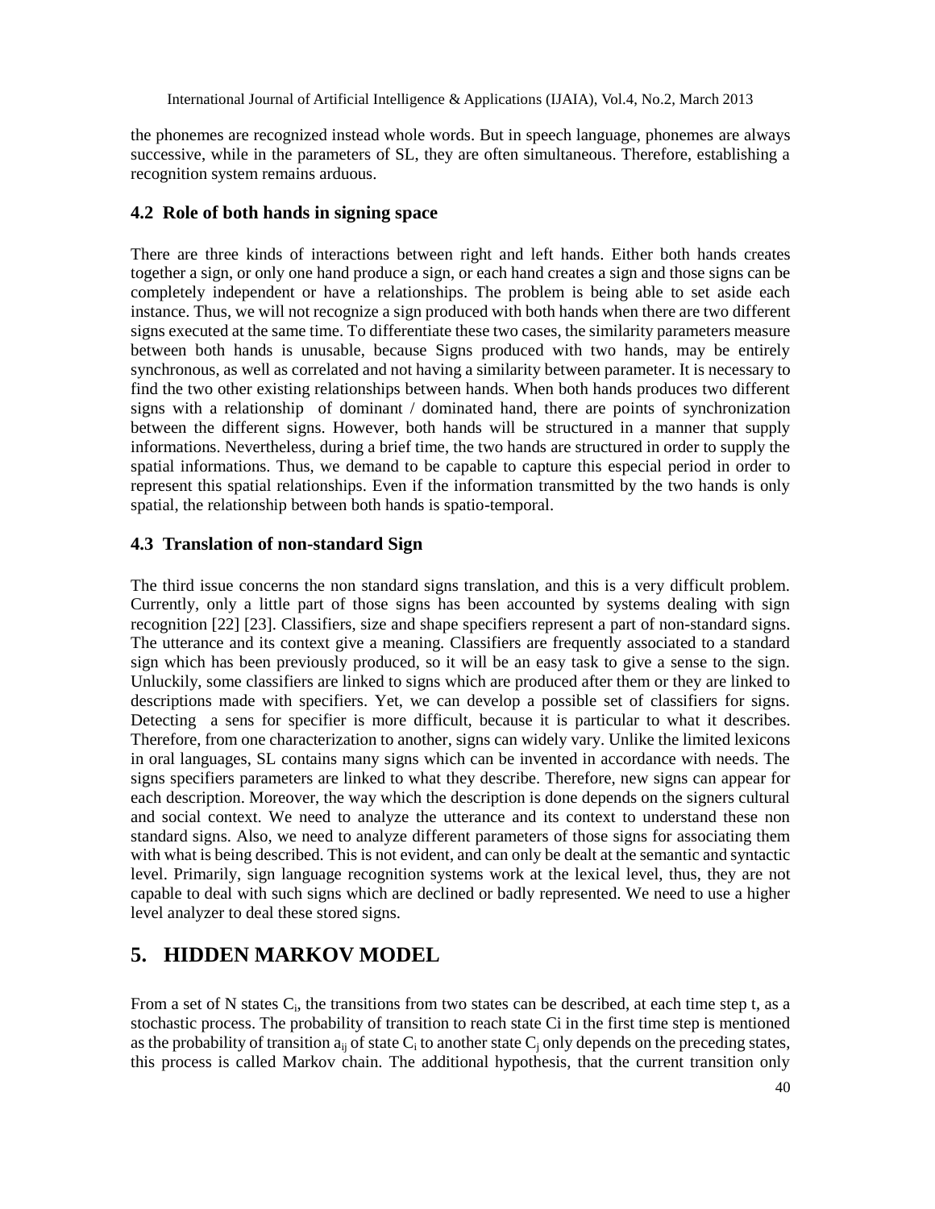the phonemes are recognized instead whole words. But in speech language, phonemes are always successive, while in the parameters of SL, they are often simultaneous. Therefore, establishing a recognition system remains arduous.

### 4.2 Role of both hands in signing space

There are three kinds of interactions between right and left hands. Either both hands creates together a sign, or only one hand produce a sign, or each hand creates a sign and those signs can be completely independent or have a relationships. The problem is being able to set aside each instance. Thus, we will not recognize a sign produced with both hands when there are two different signs executed at the same time. To differentiate these two cases, the similarity parameters measure between both hands is unusable, because Signs produced with two hands, may be entirely synchronous, as well as correlated and not having a similarity between parameter. It is necessary to find the two other existing relationships between hands. When both hands produces two different signs with a relationship of dominant / dominated hand, there are points of synchronization between the different signs. However, both hands will be structured in a manner that supply informations. Nevertheless, during a brief time, the two hands are structured in order to supply the spatial informations. Thus, we demand to be capable to capture this especial period in order to represent this spatial relationships. Even if the information transmitted by the two hands is only spatial, the relationship between both hands is spatio-temporal.

### 4.3 Translation of non-standard Sign

The third issue concerns the non standard signs translation, and this is a very difficult problem. Currently, only a little part of those signs has been accounted by systems dealing with sign recognition [22] [23]. Classifiers, size and shape specifiers represent a part of non-standard signs. The utterance and its context give a meaning. Classifiers are frequently associated to a standard sign which has been previously produced, so it will be an easy task to give a sense to the sign. Unluckily, some classifiers are linked to signs which are produced after them or they are linked to descriptions made with specifiers. Yet, we can develop a possible set of classifiers for signs. Detecting a sens for specifier is more difficult, because it is particular to what it describes. Therefore, from one characterization to another, signs can widely vary. Unlike the limited lexicons in oral languages, SL contains many signs which can be invented in accordance with needs. The signs specifiers parameters are linked to what they describe. Therefore, new signs can appear for each description. Moreover, the way which the description is done depends on the signers cultural and social context. We need to analyze the utterance and its context to understand these non standard signs. Also, we need to analyze different parameters of those signs for associating them with what is being described. This is not evident, and can only be dealt at the semantic and syntactic level. Primarily, sign language recognition systems work at the lexical level, thus, they are not capable to deal with such signs which are declined or badly represented. We need to use a higher level analyzer to deal these stored signs.

## 5. HIDDEN MARKOV MODEL

From a set of N states $C_i$, the transitions from two states can be described, at each time step t, as a stochastic process. The probability of transition to reach state Ci in the first time step is mentioned as the probability of transition $a_{ij}$ of state $C_i$ to another state $C_j$ only depends on the preceding states, this process is called Markov chain. The additional hypothesis, that the current transition only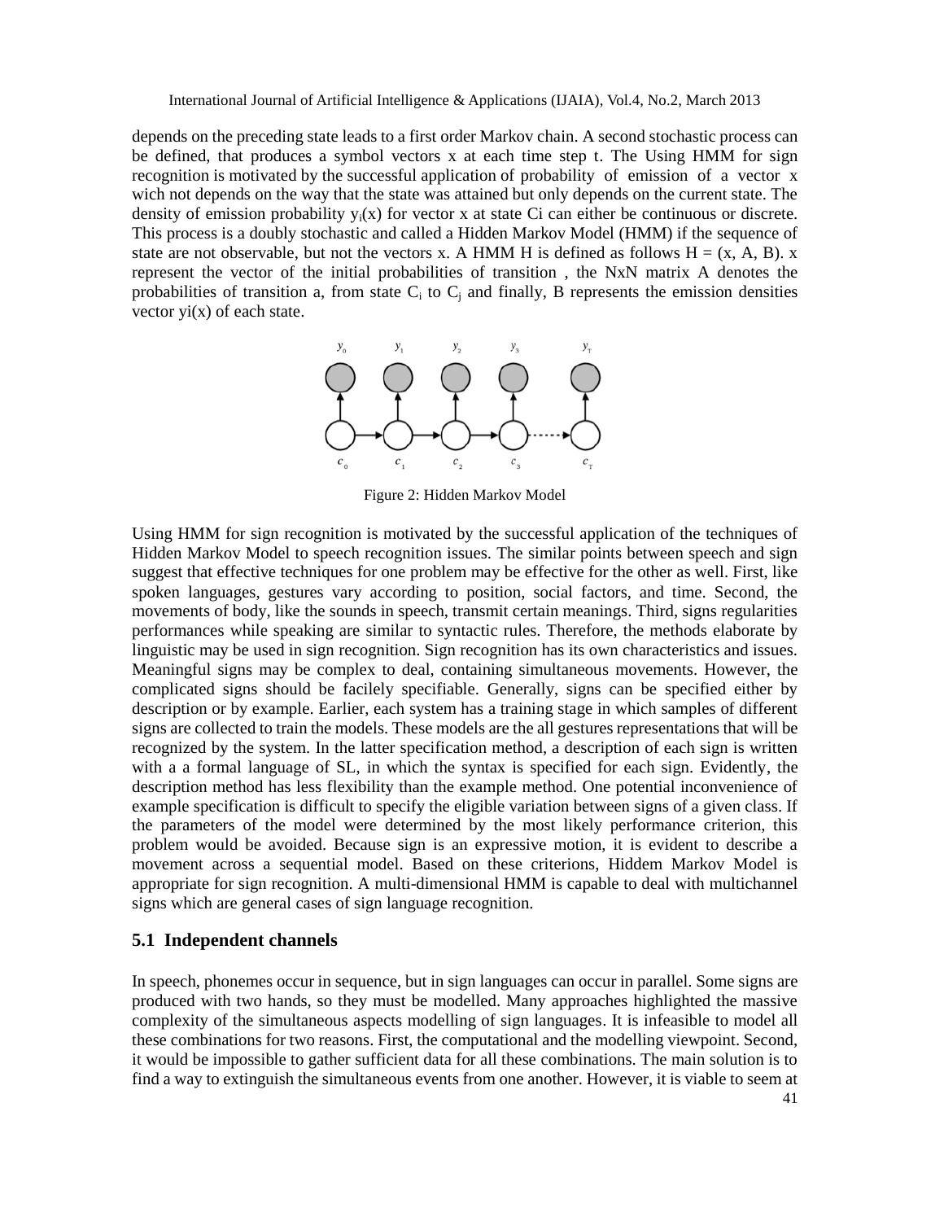depends on the preceding state leads to a first order Markov chain. A second stochastic process can be defined, that produces a symbol vectors x at each time step t. The Using HMM for sign recognition is motivated by the successful application of probability of emission of a vector x wich not depends on the way that the state was attained but only depends on the current state. The density of emission probability $y_i(x)$ for vector x at state Ci can either be continuous or discrete. This process is a doubly stochastic and called a Hidden Markov Model (HMM) if the sequence of state are not observable, but not the vectors x. A HMM H is defined as follows H = (x, A, B). x represent the vector of the initial probabilities of transition , the NxN matrix A denotes the probabilities of transition a, from state $C_i$ to $C_j$ and finally, B represents the emission densities vector yi(x) of each state.

$y_0$ $y_1$ $y_2$ $y_3$ $y_T$

$c_0$ $c_1$ $c_2$ $c_3$ $c_T$

Figure 2: Hidden Markov Model

Using HMM for sign recognition is motivated by the successful application of the techniques of Hidden Markov Model to speech recognition issues. The similar points between speech and sign suggest that effective techniques for one problem may be effective for the other as well. First, like spoken languages, gestures vary according to position, social factors, and time. Second, the movements of body, like the sounds in speech, transmit certain meanings. Third, signs regularities performances while speaking are similar to syntactic rules. Therefore, the methods elaborate by linguistic may be used in sign recognition. Sign recognition has its own characteristics and issues. Meaningful signs may be complex to deal, containing simultaneous movements. However, the complicated signs should be facilely specifiable. Generally, signs can be specified either by description or by example. Earlier, each system has a training stage in which samples of different signs are collected to train the models. These models are the all gestures representations that will be recognized by the system. In the latter specification method, a description of each sign is written with a a formal language of SL, in which the syntax is specified for each sign. Evidently, the description method has less flexibility than the example method. One potential inconvenience of example specification is difficult to specify the eligible variation between signs of a given class. If the parameters of the model were determined by the most likely performance criterion, this problem would be avoided. Because sign is an expressive motion, it is evident to describe a movement across a sequential model. Based on these criterions, Hiddem Markov Model is appropriate for sign recognition. A multi-dimensional HMM is capable to deal with multichannel signs which are general cases of sign language recognition.

### 5.1 Independent channels

In speech, phonemes occur in sequence, but in sign languages can occur in parallel. Some signs are produced with two hands, so they must be modelled. Many approaches highlighted the massive complexity of the simultaneous aspects modelling of sign languages. It is infeasible to model all these combinations for two reasons. First, the computational and the modelling viewpoint. Second, it would be impossible to gather sufficient data for all these combinations. The main solution is to find a way to extinguish the simultaneous events from one another. However, it is viable to seem at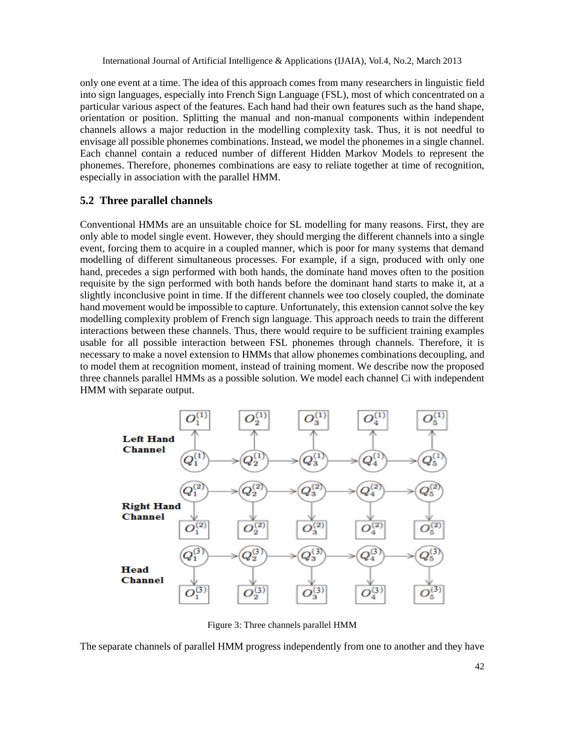only one event at a time. The idea of this approach comes from many researchers in linguistic field into sign languages, especially into French Sign Language (FSL), most of which concentrated on a particular various aspect of the features. Each hand had their own features such as the hand shape, orientation or position. Splitting the manual and non-manual components within independent channels allows a major reduction in the modelling complexity task. Thus, it is not needful to envisage all possible phonemes combinations. Instead, we model the phonemes in a single channel. Each channel contain a reduced number of different Hidden Markov Models to represent the phonemes. Therefore, phonemes combinations are easy to reliate together at time of recognition, especially in association with the parallel HMM.

## 5.2 Three parallel channels

Conventional HMMs are an unsuitable choice for SL modelling for many reasons. First, they are only able to model single event. However, they should merging the different channels into a single event, forcing them to acquire in a coupled manner, which is poor for many systems that demand modelling of different simultaneous processes. For example, if a sign, produced with only one hand, precedes a sign performed with both hands, the dominate hand moves often to the position requisite by the sign performed with both hands before the dominant hand starts to make it, at a slightly inconclusive point in time. If the different channels wee too closely coupled, the dominate hand movement would be impossible to capture. Unfortunately, this extension cannot solve the key modelling complexity problem of French sign language. This approach needs to train the different interactions between these channels. Thus, there would require to be sufficient training examples usable for all possible interaction between FSL phonemes through channels. Therefore, it is necessary to make a novel extension to HMMs that allow phonemes combinations decoupling, and to model them at recognition moment, instead of training moment. We describe now the proposed three channels parallel HMMs as a possible solution. We model each channel Ci with independent HMM with separate output.

Left Hand Channel

$O_1^{(1)}$ $O_2^{(1)}$ $O_3^{(1)}$ $O_4^{(1)}$ $O_5^{(1)}$

$Q_1^{(1)}$ $Q_2^{(1)}$ $Q_3^{(1)}$ $Q_4^{(1)}$ $Q_5^{(1)}$

Right Hand Channel

$Q_1^{(2)}$ $Q_2^{(2)}$ $Q_3^{(2)}$ $Q_4^{(2)}$ $Q_5^{(2)}$

$O_1^{(2)}$ $O_2^{(2)}$ $O_3^{(2)}$ $O_4^{(2)}$ $O_5^{(2)}$

Head Channel

$Q_1^{(3)}$ $Q_2^{(3)}$ $Q_3^{(3)}$ $Q_4^{(3)}$ $Q_5^{(3)}$

$O_1^{(3)}$ $O_2^{(3)}$ $O_3^{(3)}$ $O_4^{(3)}$ $O_5^{(3)}$

Figure 3: Three channels parallel HMM

The separate channels of parallel HMM progress independently from one to another and they have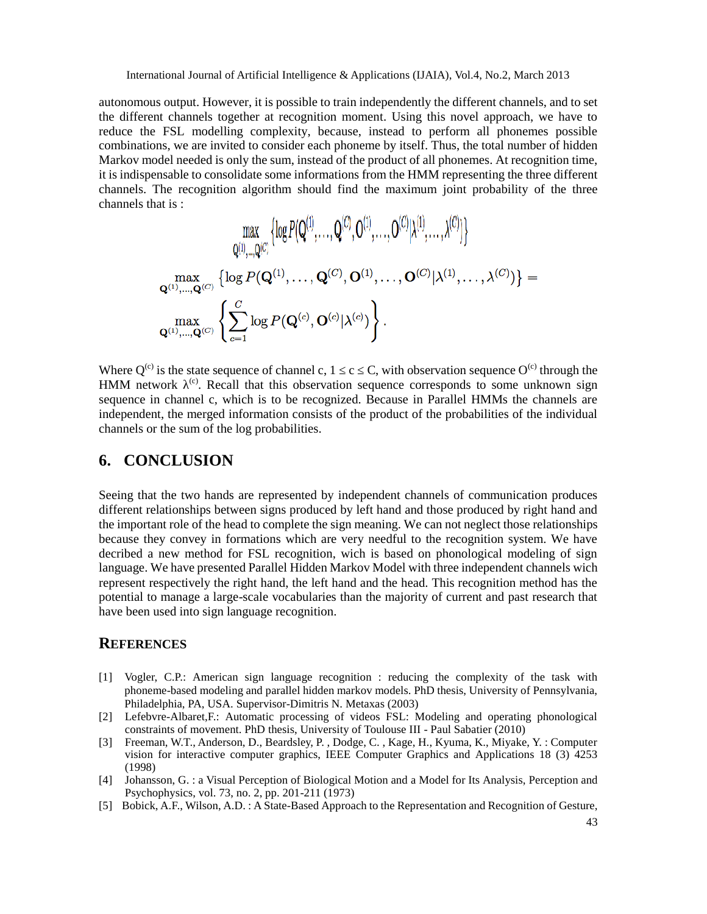autonomous output. However, it is possible to train independently the different channels, and to set the different channels together at recognition moment. Using this novel approach, we have to reduce the FSL modelling complexity, because, instead to perform all phonemes possible combinations, we are invited to consider each phoneme by itself. Thus, the total number of hidden Markov model needed is only the sum, instead of the product of all phonemes. At recognition time, it is indispensable to consolidate some informations from the HMM representing the three different channels. The recognition algorithm should find the maximum joint probability of the three channels that is :

$$\max_{Q^{(1)},\ldots,Q^{(C)}} \left\{ \log P(Q^{(1)},\ldots,Q^{(C)},O^{(1)},\ldots,O^{(C)}|\lambda^{(1)},\ldots,\lambda^{(C)}) \right\}$$

$$\max_{\mathbf{Q}^{(1)},\ldots,\mathbf{Q}^{(C)}} \left\{ \log P(\mathbf{Q}^{(1)},\ldots,\mathbf{Q}^{(C)},\mathbf{O}^{(1)},\ldots,\mathbf{O}^{(C)}|\lambda^{(1)},\ldots,\lambda^{(C)}) \right\} =$$

$$\max_{\mathbf{Q}^{(1)},\ldots,\mathbf{Q}^{(C)}} \left\{ \sum_{c=1}^{C} \log P(\mathbf{Q}^{(c)},\mathbf{O}^{(c)}|\lambda^{(c)}) \right\}.$$

Where $Q^{(c)}$ is the state sequence of channel c, $1 \le c \le C$, with observation sequence $O^{(c)}$ through the HMM network $\lambda^{(c)}$. Recall that this observation sequence corresponds to some unknown sign sequence in channel c, which is to be recognized. Because in Parallel HMMs the channels are independent, the merged information consists of the product of the probabilities of the individual channels or the sum of the log probabilities.

## 6. CONCLUSION

Seeing that the two hands are represented by independent channels of communication produces different relationships between signs produced by left hand and those produced by right hand and the important role of the head to complete the sign meaning. We can not neglect those relationships because they convey in formations which are very needful to the recognition system. We have decribed a new method for FSL recognition, wich is based on phonological modeling of sign language. We have presented Parallel Hidden Markov Model with three independent channels wich represent respectively the right hand, the left hand and the head. This recognition method has the potential to manage a large-scale vocabularies than the majority of current and past research that have been used into sign language recognition.

## REFERENCES

[1] Vogler, C.P.: American sign language recognition : reducing the complexity of the task with phoneme-based modeling and parallel hidden markov models. PhD thesis, University of Pennsylvania, Philadelphia, PA, USA. Supervisor-Dimitris N. Metaxas (2003)

[2] Lefebvre-Albaret,F.: Automatic processing of videos FSL: Modeling and operating phonological constraints of movement. PhD thesis, University of Toulouse III - Paul Sabatier (2010)

[3] Freeman, W.T., Anderson, D., Beardsley, P. , Dodge, C. , Kage, H., Kyuma, K., Miyake, Y. : Computer vision for interactive computer graphics, IEEE Computer Graphics and Applications 18 (3) 4253 (1998)

[4] Johansson, G. : a Visual Perception of Biological Motion and a Model for Its Analysis, Perception and Psychophysics, vol. 73, no. 2, pp. 201-211 (1973)

[5] Bobick, A.F., Wilson, A.D. : A State-Based Approach to the Representation and Recognition of Gesture,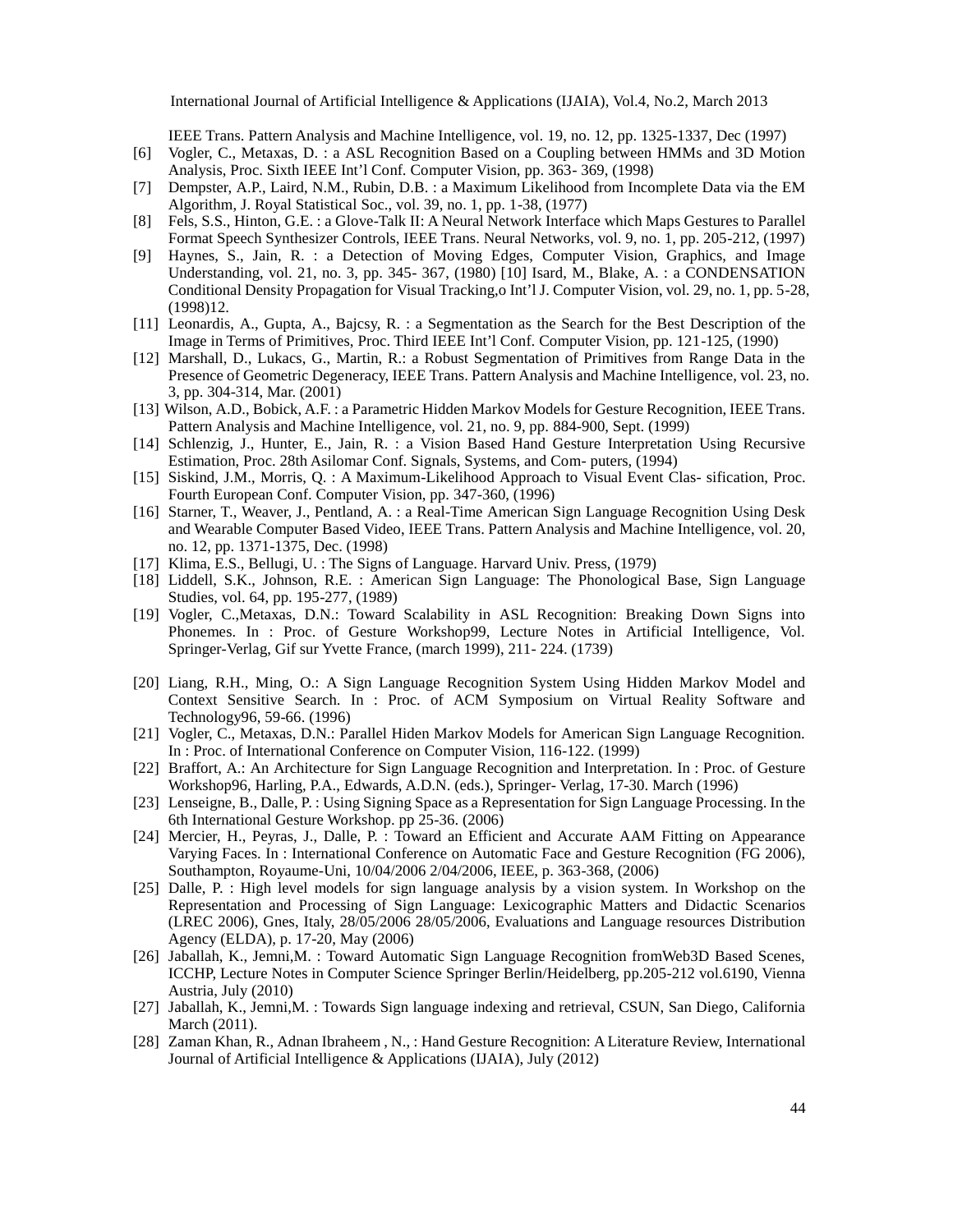IEEE Trans. Pattern Analysis and Machine Intelligence, vol. 19, no. 12, pp. 1325-1337, Dec (1997)

[6] Vogler, C., Metaxas, D. : a ASL Recognition Based on a Coupling between HMMs and 3D Motion Analysis, Proc. Sixth IEEE Int'l Conf. Computer Vision, pp. 363- 369, (1998)

[7] Dempster, A.P., Laird, N.M., Rubin, D.B. : a Maximum Likelihood from Incomplete Data via the EM Algorithm, J. Royal Statistical Soc., vol. 39, no. 1, pp. 1-38, (1977)

[8] Fels, S.S., Hinton, G.E. : a Glove-Talk II: A Neural Network Interface which Maps Gestures to Parallel Format Speech Synthesizer Controls, IEEE Trans. Neural Networks, vol. 9, no. 1, pp. 205-212, (1997)

[9] Haynes, S., Jain, R. : a Detection of Moving Edges, Computer Vision, Graphics, and Image Understanding, vol. 21, no. 3, pp. 345- 367, (1980) [10] Isard, M., Blake, A. : a CONDENSATION Conditional Density Propagation for Visual Tracking,o Int'l J. Computer Vision, vol. 29, no. 1, pp. 5-28, (1998)12.

[11] Leonardis, A., Gupta, A., Bajcsy, R. : a Segmentation as the Search for the Best Description of the Image in Terms of Primitives, Proc. Third IEEE Int'l Conf. Computer Vision, pp. 121-125, (1990)

[12] Marshall, D., Lukacs, G., Martin, R.: a Robust Segmentation of Primitives from Range Data in the Presence of Geometric Degeneracy, IEEE Trans. Pattern Analysis and Machine Intelligence, vol. 23, no. 3, pp. 304-314, Mar. (2001)

[13] Wilson, A.D., Bobick, A.F. : a Parametric Hidden Markov Models for Gesture Recognition, IEEE Trans. Pattern Analysis and Machine Intelligence, vol. 21, no. 9, pp. 884-900, Sept. (1999)

[14] Schlenzig, J., Hunter, E., Jain, R. : a Vision Based Hand Gesture Interpretation Using Recursive Estimation, Proc. 28th Asilomar Conf. Signals, Systems, and Com- puters, (1994)

[15] Siskind, J.M., Morris, Q. : A Maximum-Likelihood Approach to Visual Event Clas- sification, Proc. Fourth European Conf. Computer Vision, pp. 347-360, (1996)

[16] Starner, T., Weaver, J., Pentland, A. : a Real-Time American Sign Language Recognition Using Desk and Wearable Computer Based Video, IEEE Trans. Pattern Analysis and Machine Intelligence, vol. 20, no. 12, pp. 1371-1375, Dec. (1998)

[17] Klima, E.S., Bellugi, U. : The Signs of Language. Harvard Univ. Press, (1979)

[18] Liddell, S.K., Johnson, R.E. : American Sign Language: The Phonological Base, Sign Language Studies, vol. 64, pp. 195-277, (1989)

[19] Vogler, C.,Metaxas, D.N.: Toward Scalability in ASL Recognition: Breaking Down Signs into Phonemes. In : Proc. of Gesture Workshop99, Lecture Notes in Artificial Intelligence, Vol. Springer-Verlag, Gif sur Yvette France, (march 1999), 211- 224. (1739)

[20] Liang, R.H., Ming, O.: A Sign Language Recognition System Using Hidden Markov Model and Context Sensitive Search. In : Proc. of ACM Symposium on Virtual Reality Software and Technology96, 59-66. (1996)

[21] Vogler, C., Metaxas, D.N.: Parallel Hiden Markov Models for American Sign Language Recognition. In : Proc. of International Conference on Computer Vision, 116-122. (1999)

[22] Braffort, A.: An Architecture for Sign Language Recognition and Interpretation. In : Proc. of Gesture Workshop96, Harling, P.A., Edwards, A.D.N. (eds.), Springer- Verlag, 17-30. March (1996)

[23] Lenseigne, B., Dalle, P. : Using Signing Space as a Representation for Sign Language Processing. In the 6th International Gesture Workshop. pp 25-36. (2006)

[24] Mercier, H., Peyras, J., Dalle, P. : Toward an Efficient and Accurate AAM Fitting on Appearance Varying Faces. In : International Conference on Automatic Face and Gesture Recognition (FG 2006), Southampton, Royaume-Uni, 10/04/2006 2/04/2006, IEEE, p. 363-368, (2006)

[25] Dalle, P. : High level models for sign language analysis by a vision system. In Workshop on the Representation and Processing of Sign Language: Lexicographic Matters and Didactic Scenarios (LREC 2006), Gnes, Italy, 28/05/2006 28/05/2006, Evaluations and Language resources Distribution Agency (ELDA), p. 17-20, May (2006)

[26] Jaballah, K., Jemni,M. : Toward Automatic Sign Language Recognition fromWeb3D Based Scenes, ICCHP, Lecture Notes in Computer Science Springer Berlin/Heidelberg, pp.205-212 vol.6190, Vienna Austria, July (2010)

[27] Jaballah, K., Jemni,M. : Towards Sign language indexing and retrieval, CSUN, San Diego, California March (2011).

[28] Zaman Khan, R., Adnan Ibraheem , N., : Hand Gesture Recognition: A Literature Review, International Journal of Artificial Intelligence & Applications (IJAIA), July (2012)